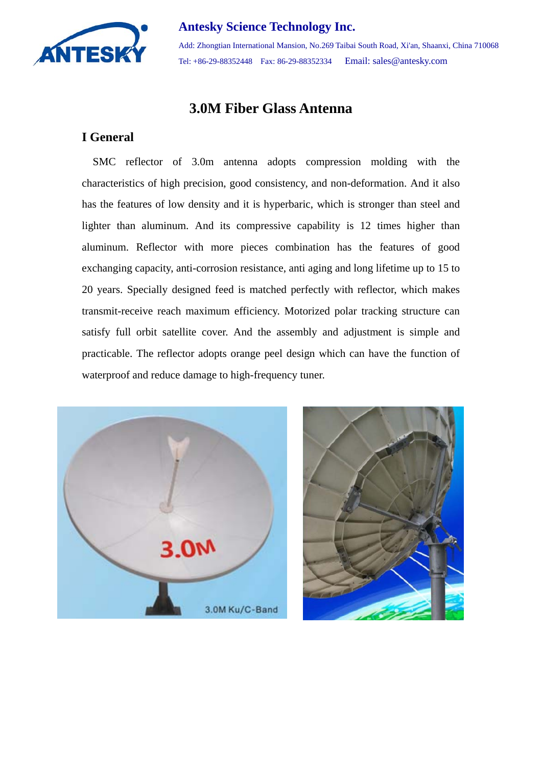**Antesky Science Technology Inc.**

Add: Zhongtian International Mansion, No.269 Taibai South Road, Xi'an, Shaanxi, China 710068

Tel: +86-29-88352448 Fax: 86-29-88352334 Email: sales@antesky.com

# 3.0M Fiber Glass Antenna

## I General

SMC reflector of 3.0m antenna adopts compression molding with the characteristics of high precision, good consistency, and non-deformation. And it also has the features of low density and it is hyperbaric, which is stronger than steel and lighter than aluminum. And its compressive capability is 12 times higher than aluminum. Reflector with more pieces combination has the features of good exchanging capacity, anti-corrosion resistance, anti aging and long lifetime up to 15 to 20 years. Specially designed feed is matched perfectly with reflector, which makes transmit-receive reach maximum efficiency. Motorized polar tracking structure can satisfy full orbit satellite cover. And the assembly and adjustment is simple and practicable. The reflector adopts orange peel design which can have the function of waterproof and reduce damage to high-frequency tuner.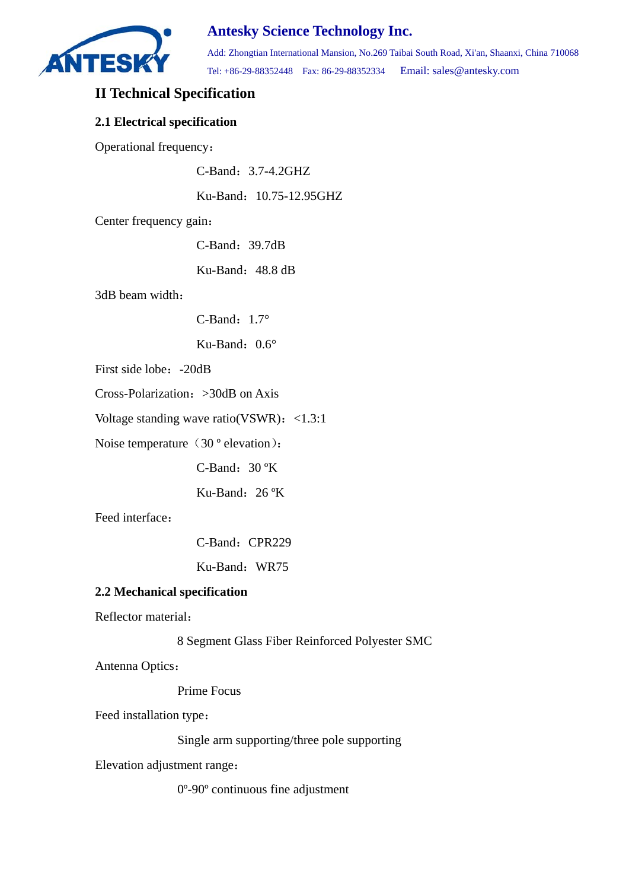## II Technical Specification

### 2.1 Electrical specification

Operational frequency：

C-Band：3.7-4.2GHZ

Ku-Band：10.75-12.95GHZ

Center frequency gain：

C-Band：39.7dB

Ku-Band：48.8 dB

3dB beam width：

C-Band：1.7°

Ku-Band：0.6°

First side lobe：-20dB

Cross-Polarization：>30dB on Axis

Voltage standing wave ratio(VSWR)：<1.3:1

Noise temperature（30 º elevation）：

C-Band：30 ºK

Ku-Band：26 ºK

Feed interface：

C-Band：CPR229

Ku-Band：WR75

### 2.2 Mechanical specification

Reflector material：

8 Segment Glass Fiber Reinforced Polyester SMC

Antenna Optics：

Prime Focus

Feed installation type：

Single arm supporting/three pole supporting

Elevation adjustment range：

0º-90º continuous fine adjustment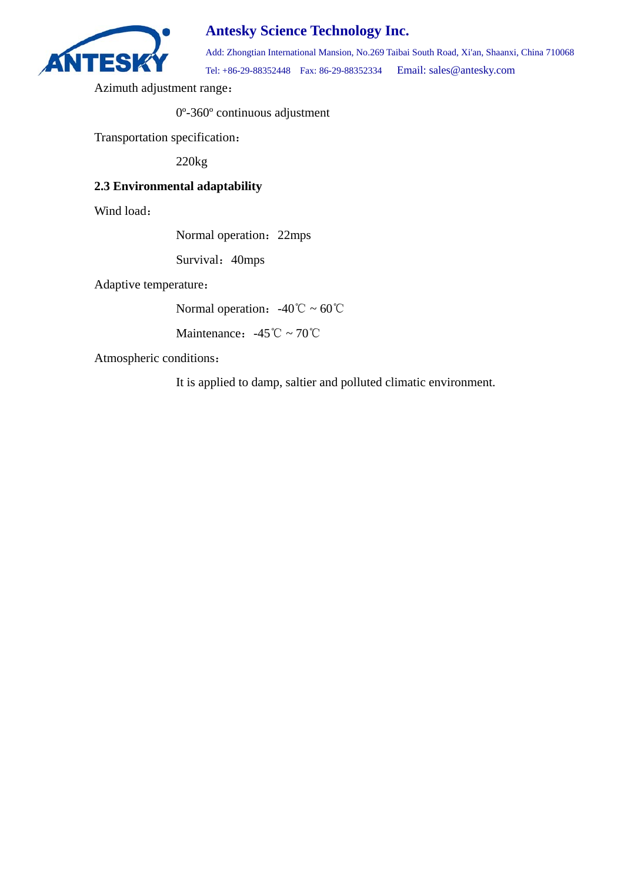Azimuth adjustment range：

0º-360º continuous adjustment

Transportation specification：

220kg

### 2.3 Environmental adaptability

Wind load：

Normal operation：22mps

Survival：40mps

Adaptive temperature：

Normal operation：-40℃ ~ 60℃

Maintenance：-45℃ ~ 70℃

Atmospheric conditions：

It is applied to damp, saltier and polluted climatic environment.